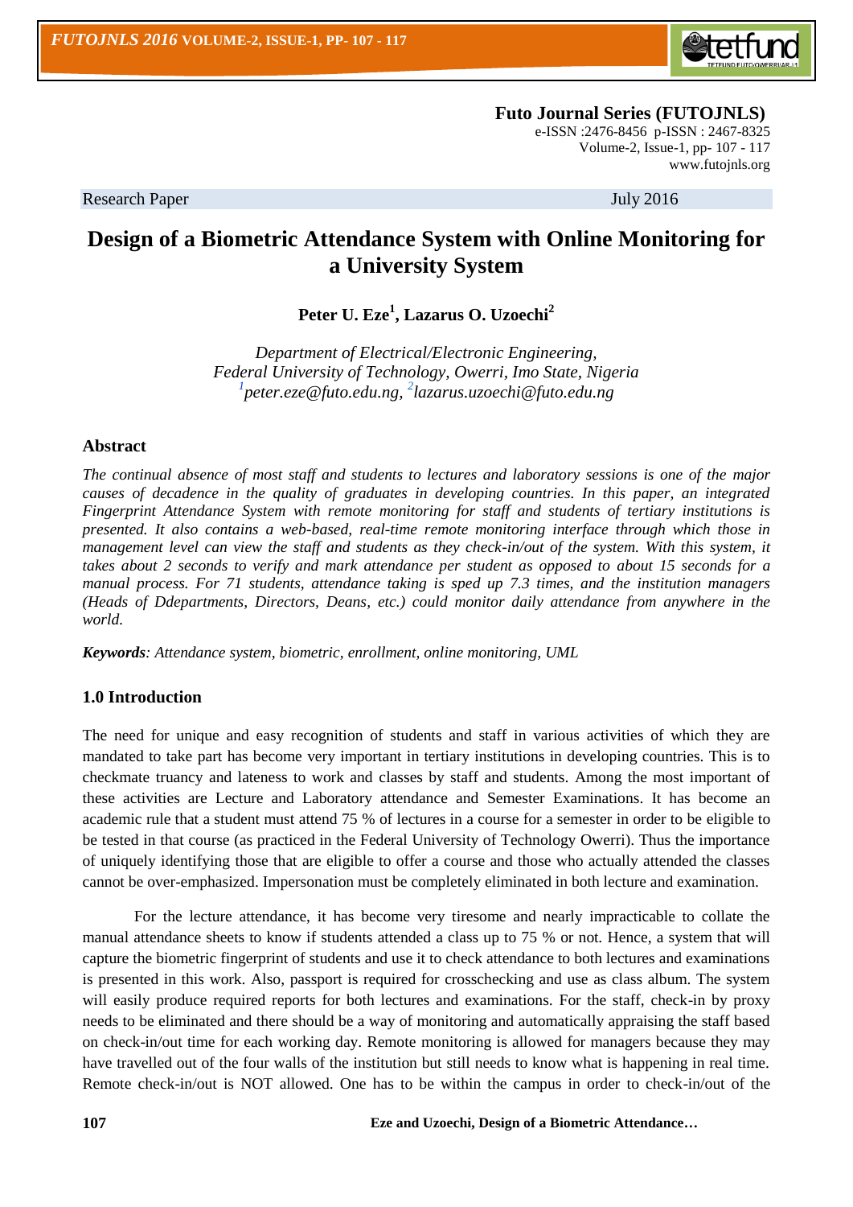**Futo Journal Series (FUTOJNLS)**
e-ISSN :2476-8456 p-ISSN : 2467-8325
Volume-2, Issue-1, pp- 107 - 117
www.futojnls.org

Research Paper July 2016

# Design of a Biometric Attendance System with Online Monitoring for a University System

**Peter U. Eze[1], Lazarus O. Uzoechi[2]**

*Department of Electrical/Electronic Engineering,*
*Federal University of Technology, Owerri, Imo State, Nigeria*
[1]*peter.eze@futo.edu.ng*, [2]*lazarus.uzoechi@futo.edu.ng*

### Abstract

*The continual absence of most staff and students to lectures and laboratory sessions is one of the major causes of decadence in the quality of graduates in developing countries. In this paper, an integrated Fingerprint Attendance System with remote monitoring for staff and students of tertiary institutions is presented. It also contains a web-based, real-time remote monitoring interface through which those in management level can view the staff and students as they check-in/out of the system. With this system, it takes about 2 seconds to verify and mark attendance per student as opposed to about 15 seconds for a manual process. For 71 students, attendance taking is sped up 7.3 times, and the institution managers (Heads of Ddepartments, Directors, Deans, etc.) could monitor daily attendance from anywhere in the world.*

***Keywords**: Attendance system, biometric, enrollment, online monitoring, UML*

### 1.0 Introduction

The need for unique and easy recognition of students and staff in various activities of which they are mandated to take part has become very important in tertiary institutions in developing countries. This is to checkmate truancy and lateness to work and classes by staff and students. Among the most important of these activities are Lecture and Laboratory attendance and Semester Examinations. It has become an academic rule that a student must attend 75 % of lectures in a course for a semester in order to be eligible to be tested in that course (as practiced in the Federal University of Technology Owerri). Thus the importance of uniquely identifying those that are eligible to offer a course and those who actually attended the classes cannot be over-emphasized. Impersonation must be completely eliminated in both lecture and examination.

For the lecture attendance, it has become very tiresome and nearly impracticable to collate the manual attendance sheets to know if students attended a class up to 75 % or not. Hence, a system that will capture the biometric fingerprint of students and use it to check attendance to both lectures and examinations is presented in this work. Also, passport is required for crosschecking and use as class album. The system will easily produce required reports for both lectures and examinations. For the staff, check-in by proxy needs to be eliminated and there should be a way of monitoring and automatically appraising the staff based on check-in/out time for each working day. Remote monitoring is allowed for managers because they may have travelled out of the four walls of the institution but still needs to know what is happening in real time. Remote check-in/out is NOT allowed. One has to be within the campus in order to check-in/out of the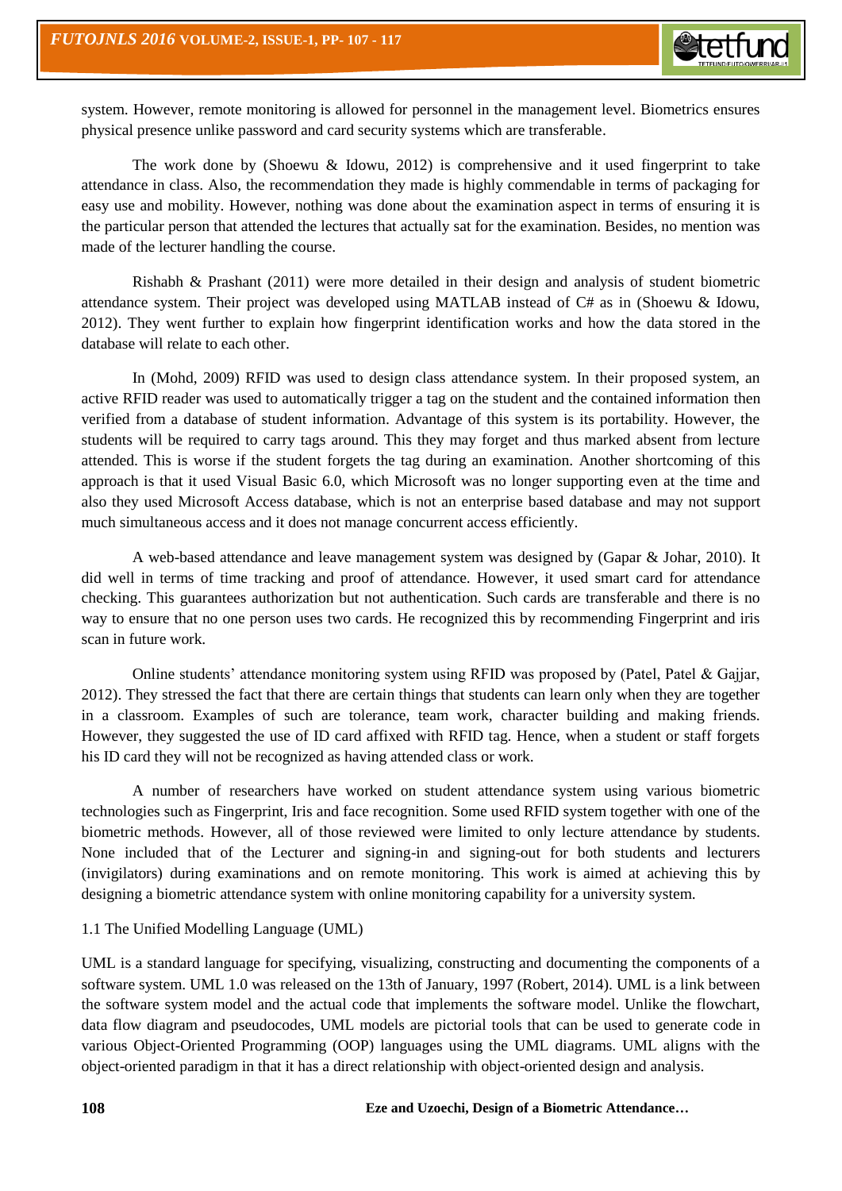system. However, remote monitoring is allowed for personnel in the management level. Biometrics ensures physical presence unlike password and card security systems which are transferable.

The work done by (Shoewu & Idowu, 2012) is comprehensive and it used fingerprint to take attendance in class. Also, the recommendation they made is highly commendable in terms of packaging for easy use and mobility. However, nothing was done about the examination aspect in terms of ensuring it is the particular person that attended the lectures that actually sat for the examination. Besides, no mention was made of the lecturer handling the course.

Rishabh & Prashant (2011) were more detailed in their design and analysis of student biometric attendance system. Their project was developed using MATLAB instead of C# as in (Shoewu & Idowu, 2012). They went further to explain how fingerprint identification works and how the data stored in the database will relate to each other.

In (Mohd, 2009) RFID was used to design class attendance system. In their proposed system, an active RFID reader was used to automatically trigger a tag on the student and the contained information then verified from a database of student information. Advantage of this system is its portability. However, the students will be required to carry tags around. This they may forget and thus marked absent from lecture attended. This is worse if the student forgets the tag during an examination. Another shortcoming of this approach is that it used Visual Basic 6.0, which Microsoft was no longer supporting even at the time and also they used Microsoft Access database, which is not an enterprise based database and may not support much simultaneous access and it does not manage concurrent access efficiently.

A web-based attendance and leave management system was designed by (Gapar & Johar, 2010). It did well in terms of time tracking and proof of attendance. However, it used smart card for attendance checking. This guarantees authorization but not authentication. Such cards are transferable and there is no way to ensure that no one person uses two cards. He recognized this by recommending Fingerprint and iris scan in future work.

Online students' attendance monitoring system using RFID was proposed by (Patel, Patel & Gajjar, 2012). They stressed the fact that there are certain things that students can learn only when they are together in a classroom. Examples of such are tolerance, team work, character building and making friends. However, they suggested the use of ID card affixed with RFID tag. Hence, when a student or staff forgets his ID card they will not be recognized as having attended class or work.

A number of researchers have worked on student attendance system using various biometric technologies such as Fingerprint, Iris and face recognition. Some used RFID system together with one of the biometric methods. However, all of those reviewed were limited to only lecture attendance by students. None included that of the Lecturer and signing-in and signing-out for both students and lecturers (invigilators) during examinations and on remote monitoring. This work is aimed at achieving this by designing a biometric attendance system with online monitoring capability for a university system.

## 1.1 The Unified Modelling Language (UML)

UML is a standard language for specifying, visualizing, constructing and documenting the components of a software system. UML 1.0 was released on the 13th of January, 1997 (Robert, 2014). UML is a link between the software system model and the actual code that implements the software model. Unlike the flowchart, data flow diagram and pseudocodes, UML models are pictorial tools that can be used to generate code in various Object-Oriented Programming (OOP) languages using the UML diagrams. UML aligns with the object-oriented paradigm in that it has a direct relationship with object-oriented design and analysis.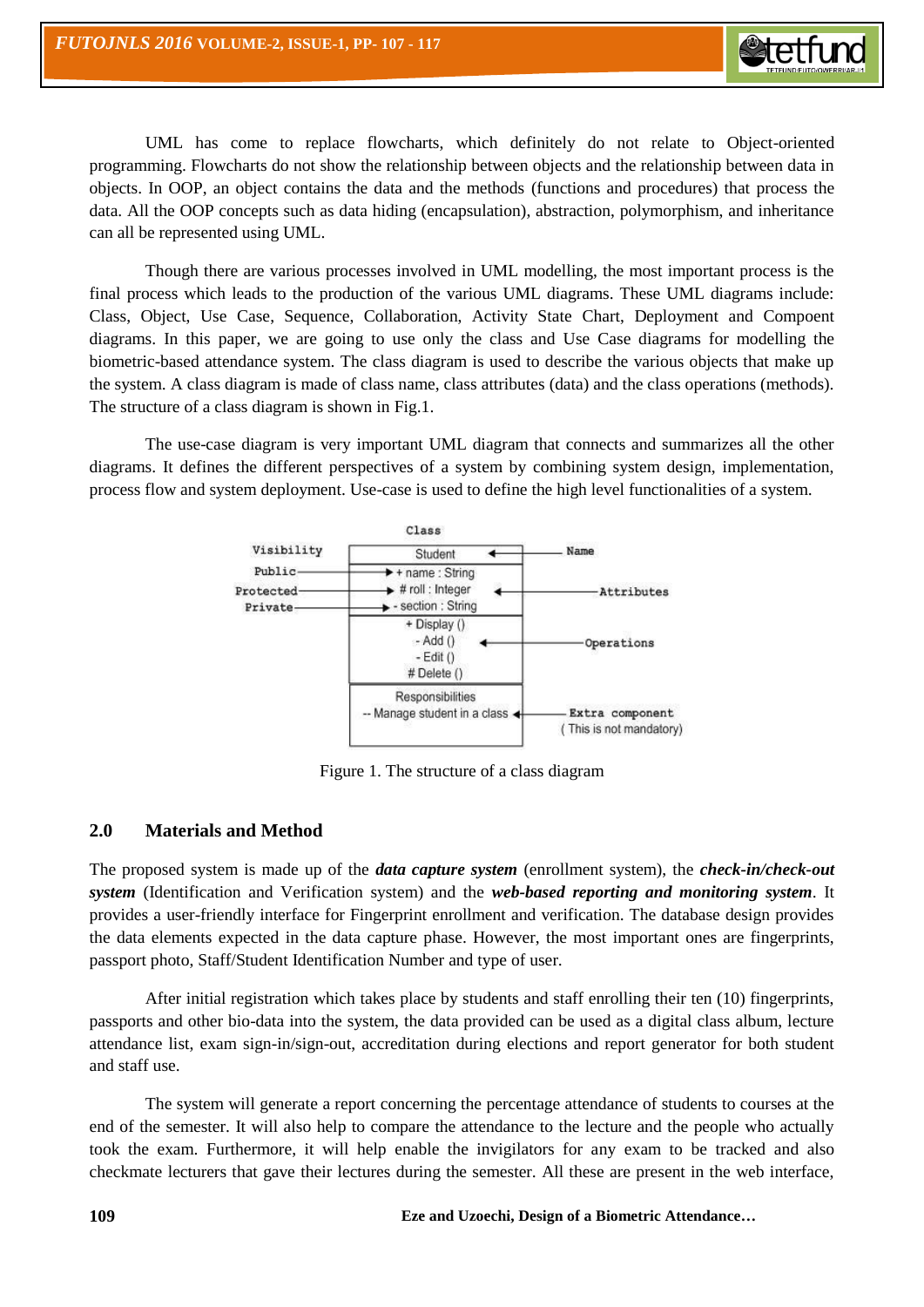UML has come to replace flowcharts, which definitely do not relate to Object-oriented programming. Flowcharts do not show the relationship between objects and the relationship between data in objects. In OOP, an object contains the data and the methods (functions and procedures) that process the data. All the OOP concepts such as data hiding (encapsulation), abstraction, polymorphism, and inheritance can all be represented using UML.

Though there are various processes involved in UML modelling, the most important process is the final process which leads to the production of the various UML diagrams. These UML diagrams include: Class, Object, Use Case, Sequence, Collaboration, Activity State Chart, Deployment and Compoent diagrams. In this paper, we are going to use only the class and Use Case diagrams for modelling the biometric-based attendance system. The class diagram is used to describe the various objects that make up the system. A class diagram is made of class name, class attributes (data) and the class operations (methods). The structure of a class diagram is shown in Fig.1.

The use-case diagram is very important UML diagram that connects and summarizes all the other diagrams. It defines the different perspectives of a system by combining system design, implementation, process flow and system deployment. Use-case is used to define the high level functionalities of a system.

```
                         Class
Visibility      ┌──────────────────────┐
                │       Student        │ ◄──────── Name
Public ────────►│ + name : String      │
Protected ─────►│ # roll : Integer     │ ◄──────── Attributes
Private ───────►│ - section : String   │
                ├──────────────────────┤
                │ + Display ()         │
                │ - Add ()             │ ◄──────── Operations
                │ - Edit ()            │
                │ # Delete ()          │
                ├──────────────────────┤
                │ Responsibilities     │
                │ -- Manage student in a class ◄── Extra component
                │                      │          ( This is not mandatory)
                └──────────────────────┘
```

Figure 1. The structure of a class diagram

## 2.0 Materials and Method

The proposed system is made up of the ***data capture system*** (enrollment system), the ***check-in/check-out system*** (Identification and Verification system) and the ***web-based reporting and monitoring system***. It provides a user-friendly interface for Fingerprint enrollment and verification. The database design provides the data elements expected in the data capture phase. However, the most important ones are fingerprints, passport photo, Staff/Student Identification Number and type of user.

After initial registration which takes place by students and staff enrolling their ten (10) fingerprints, passports and other bio-data into the system, the data provided can be used as a digital class album, lecture attendance list, exam sign-in/sign-out, accreditation during elections and report generator for both student and staff use.

The system will generate a report concerning the percentage attendance of students to courses at the end of the semester. It will also help to compare the attendance to the lecture and the people who actually took the exam. Furthermore, it will help enable the invigilators for any exam to be tracked and also checkmate lecturers that gave their lectures during the semester. All these are present in the web interface,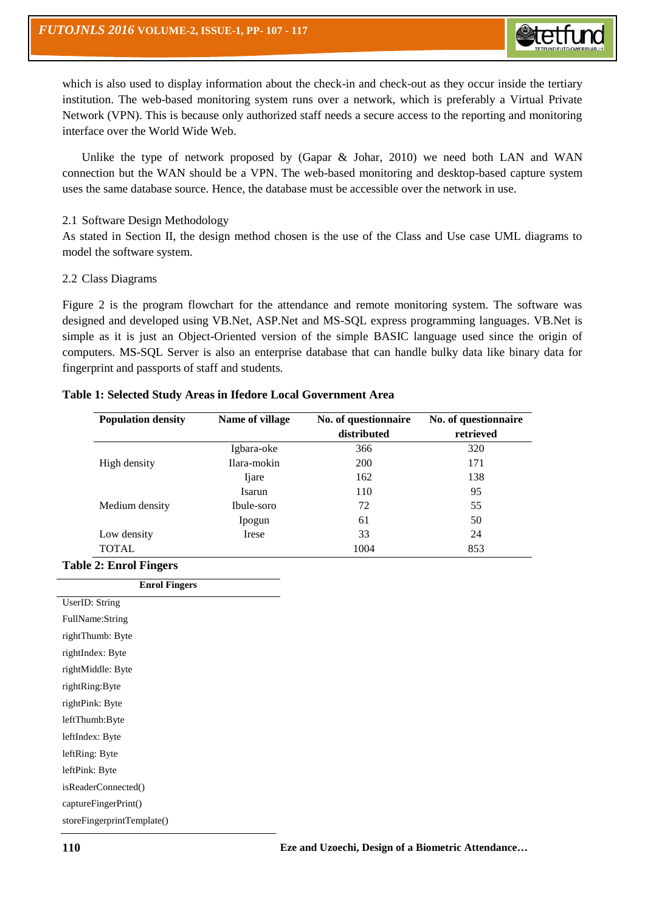which is also used to display information about the check-in and check-out as they occur inside the tertiary institution. The web-based monitoring system runs over a network, which is preferably a Virtual Private Network (VPN). This is because only authorized staff needs a secure access to the reporting and monitoring interface over the World Wide Web.

Unlike the type of network proposed by (Gapar & Johar, 2010) we need both LAN and WAN connection but the WAN should be a VPN. The web-based monitoring and desktop-based capture system uses the same database source. Hence, the database must be accessible over the network in use.

### 2.1 Software Design Methodology

As stated in Section II, the design method chosen is the use of the Class and Use case UML diagrams to model the software system.

### 2.2 Class Diagrams

Figure 2 is the program flowchart for the attendance and remote monitoring system. The software was designed and developed using VB.Net, ASP.Net and MS-SQL express programming languages. VB.Net is simple as it is just an Object-Oriented version of the simple BASIC language used since the origin of computers. MS-SQL Server is also an enterprise database that can handle bulky data like binary data for fingerprint and passports of staff and students.

**Table 1: Selected Study Areas in Ifedore Local Government Area**

| Population density | Name of village | No. of questionnaire distributed | No. of questionnaire retrieved |
|---|---|---|---|
| | Igbara-oke | 366 | 320 |
| High density | Ilara-mokin | 200 | 171 |
| | Ijare | 162 | 138 |
| | Isarun | 110 | 95 |
| Medium density | Ibule-soro | 72 | 55 |
| | Ipogun | 61 | 50 |
| Low density | Irese | 33 | 24 |
| TOTAL | | 1004 | 853 |

**Table 2: Enrol Fingers**

| Enrol Fingers |
|---|
| UserID: String |
| FullName:String |
| rightThumb: Byte |
| rightIndex: Byte |
| rightMiddle: Byte |
| rightRing:Byte |
| rightPink: Byte |
| leftThumb:Byte |
| leftIndex: Byte |
| leftRing: Byte |
| leftPink: Byte |
| isReaderConnected() |
| captureFingerPrint() |
| storeFingerprintTemplate() |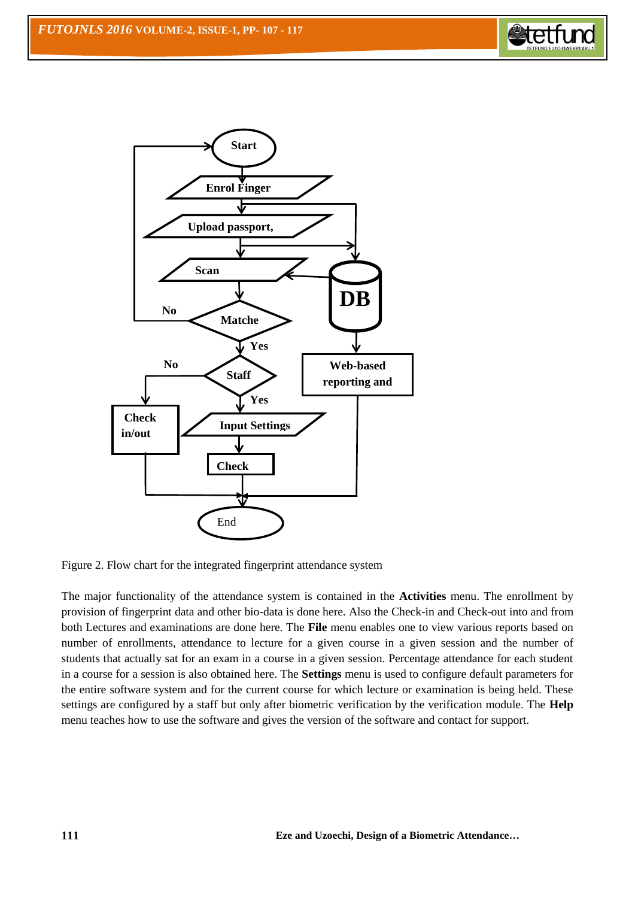Figure 2. Flow chart for the integrated fingerprint attendance system

The major functionality of the attendance system is contained in the **Activities** menu. The enrollment by provision of fingerprint data and other bio-data is done here. Also the Check-in and Check-out into and from both Lectures and examinations are done here. The **File** menu enables one to view various reports based on number of enrollments, attendance to lecture for a given course in a given session and the number of students that actually sat for an exam in a course in a given session. Percentage attendance for each student in a course for a session is also obtained here. The **Settings** menu is used to configure default parameters for the entire software system and for the current course for which lecture or examination is being held. These settings are configured by a staff but only after biometric verification by the verification module. The **Help** menu teaches how to use the software and gives the version of the software and contact for support.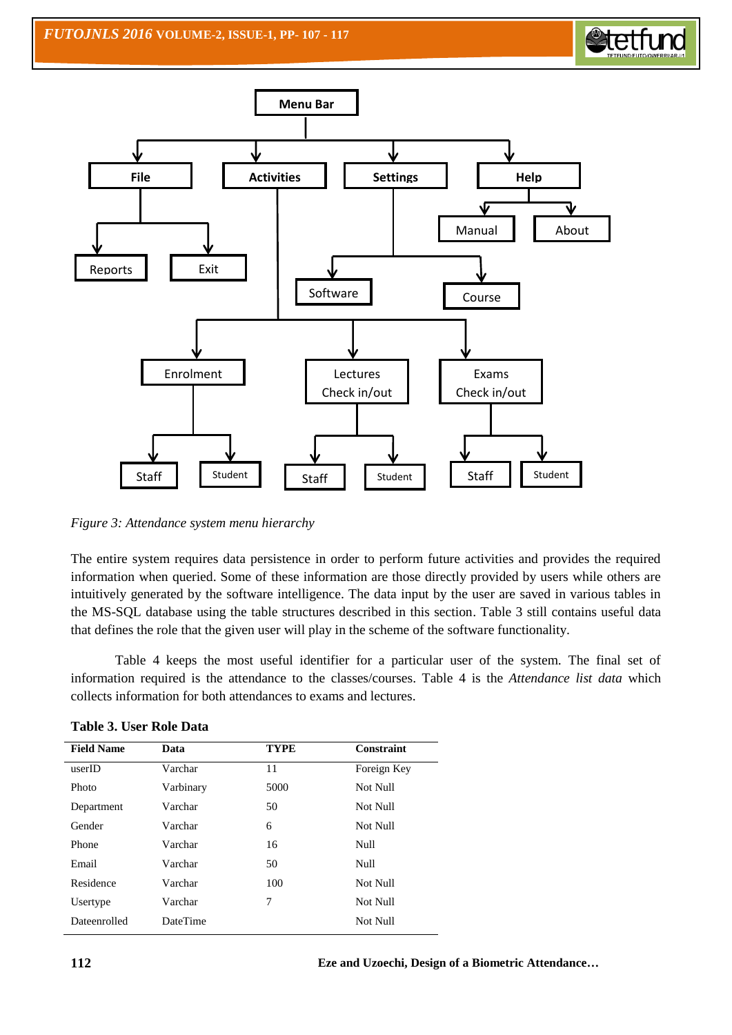*Figure 3: Attendance system menu hierarchy*

The entire system requires data persistence in order to perform future activities and provides the required information when queried. Some of these information are those directly provided by users while others are intuitively generated by the software intelligence. The data input by the user are saved in various tables in the MS-SQL database using the table structures described in this section. Table 3 still contains useful data that defines the role that the given user will play in the scheme of the software functionality.

Table 4 keeps the most useful identifier for a particular user of the system. The final set of information required is the attendance to the classes/courses. Table 4 is the *Attendance list data* which collects information for both attendances to exams and lectures.

**Table 3. User Role Data**

| Field Name | Data | TYPE | Constraint |
|---|---|---|---|
| userID | Varchar | 11 | Foreign Key |
| Photo | Varbinary | 5000 | Not Null |
| Department | Varchar | 50 | Not Null |
| Gender | Varchar | 6 | Not Null |
| Phone | Varchar | 16 | Null |
| Email | Varchar | 50 | Null |
| Residence | Varchar | 100 | Not Null |
| Usertype | Varchar | 7 | Not Null |
| Dateenrolled | DateTime | | Not Null |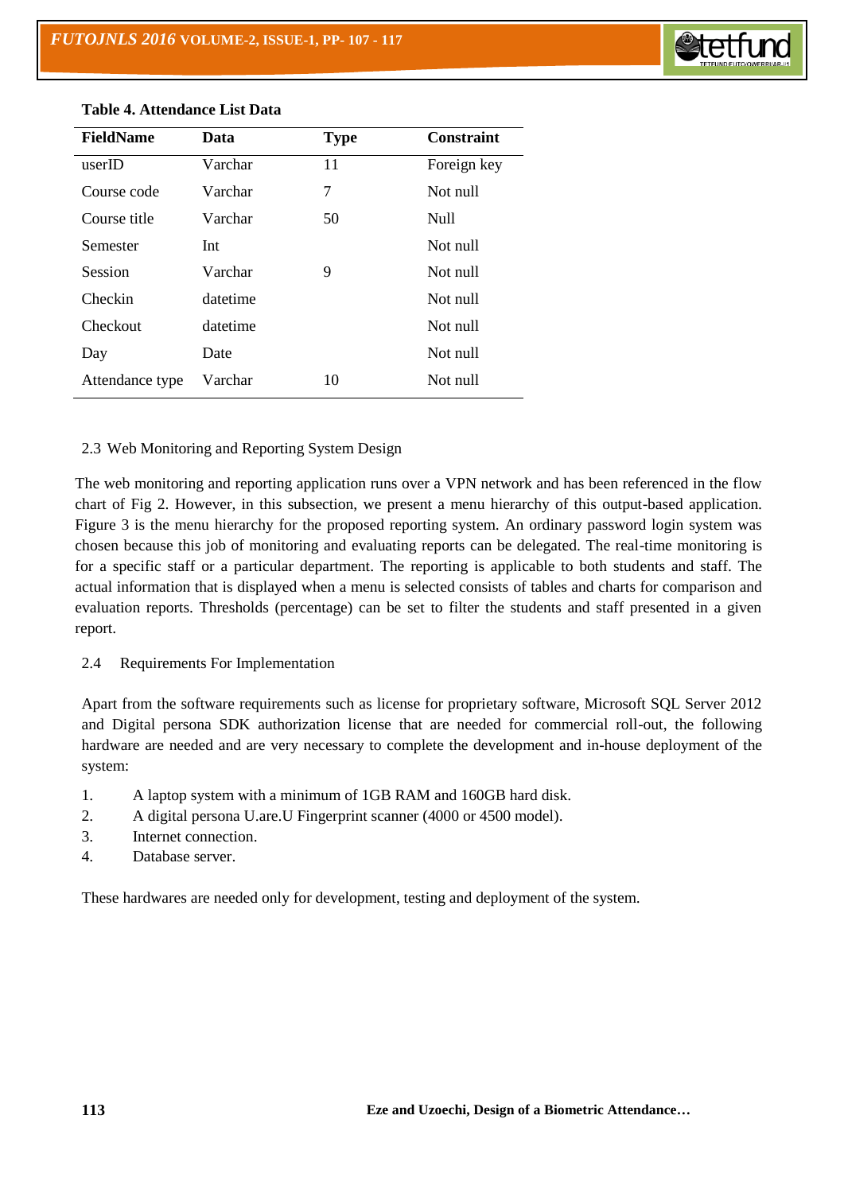**Table 4. Attendance List Data**

| FieldName | Data | Type | Constraint |
|---|---|---|---|
| userID | Varchar | 11 | Foreign key |
| Course code | Varchar | 7 | Not null |
| Course title | Varchar | 50 | Null |
| Semester | Int | | Not null |
| Session | Varchar | 9 | Not null |
| Checkin | datetime | | Not null |
| Checkout | datetime | | Not null |
| Day | Date | | Not null |
| Attendance type | Varchar | 10 | Not null |

### 2.3 Web Monitoring and Reporting System Design

The web monitoring and reporting application runs over a VPN network and has been referenced in the flow chart of Fig 2. However, in this subsection, we present a menu hierarchy of this output-based application. Figure 3 is the menu hierarchy for the proposed reporting system. An ordinary password login system was chosen because this job of monitoring and evaluating reports can be delegated. The real-time monitoring is for a specific staff or a particular department. The reporting is applicable to both students and staff. The actual information that is displayed when a menu is selected consists of tables and charts for comparison and evaluation reports. Thresholds (percentage) can be set to filter the students and staff presented in a given report.

### 2.4 Requirements For Implementation

Apart from the software requirements such as license for proprietary software, Microsoft SQL Server 2012 and Digital persona SDK authorization license that are needed for commercial roll-out, the following hardware are needed and are very necessary to complete the development and in-house deployment of the system:

1. A laptop system with a minimum of 1GB RAM and 160GB hard disk.
2. A digital persona U.are.U Fingerprint scanner (4000 or 4500 model).
3. Internet connection.
4. Database server.

These hardwares are needed only for development, testing and deployment of the system.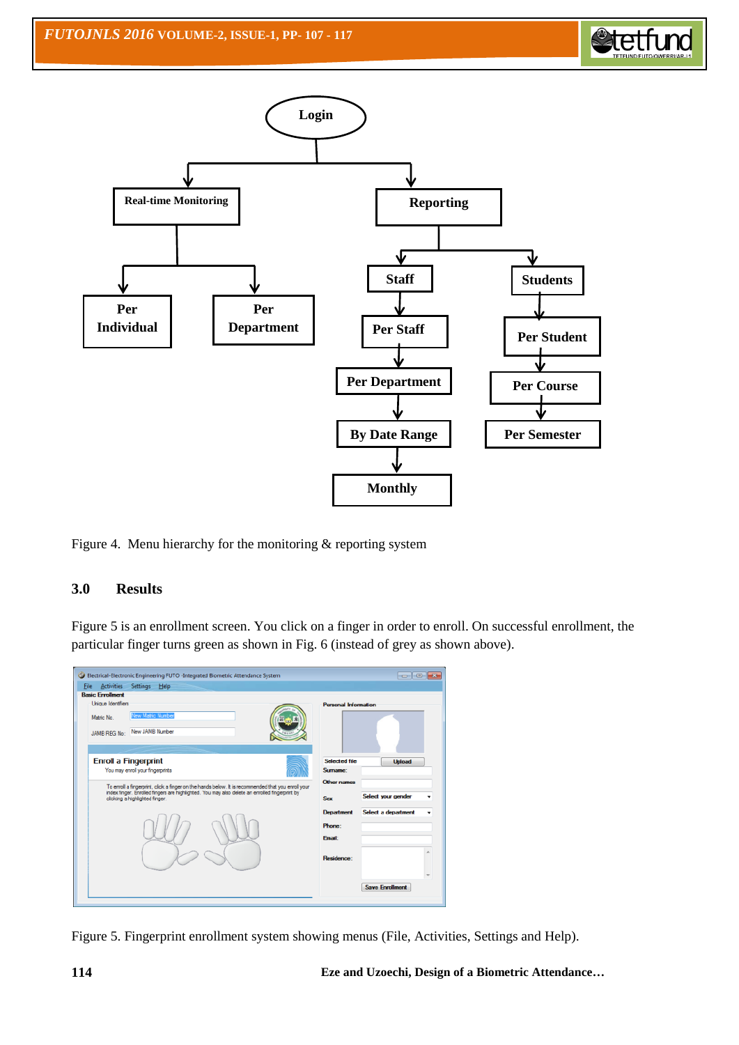Figure 4. Menu hierarchy for the monitoring & reporting system

## 3.0 Results

Figure 5 is an enrollment screen. You click on a finger in order to enroll. On successful enrollment, the particular finger turns green as shown in Fig. 6 (instead of grey as shown above).

Figure 5. Fingerprint enrollment system showing menus (File, Activities, Settings and Help).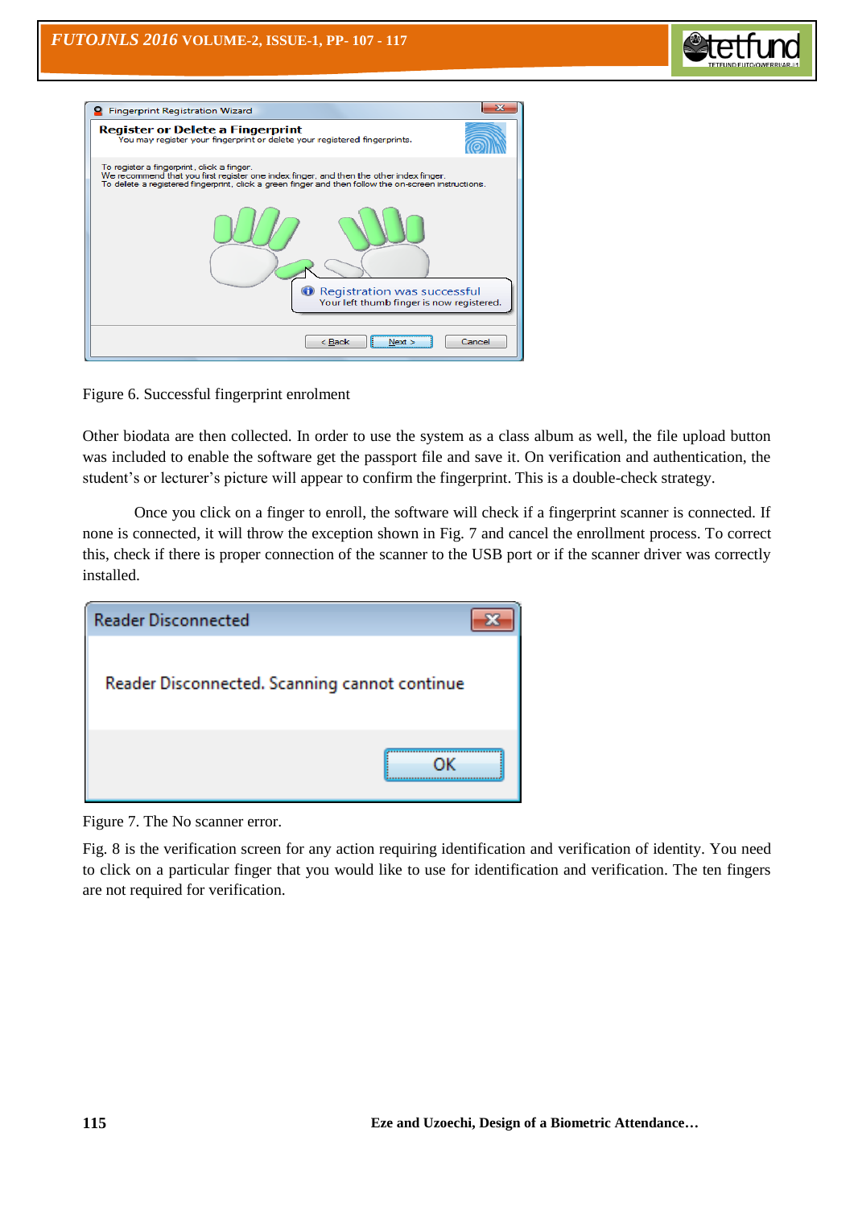Figure 6. Successful fingerprint enrolment

Other biodata are then collected. In order to use the system as a class album as well, the file upload button was included to enable the software get the passport file and save it. On verification and authentication, the student's or lecturer's picture will appear to confirm the fingerprint. This is a double-check strategy.

Once you click on a finger to enroll, the software will check if a fingerprint scanner is connected. If none is connected, it will throw the exception shown in Fig. 7 and cancel the enrollment process. To correct this, check if there is proper connection of the scanner to the USB port or if the scanner driver was correctly installed.

Figure 7. The No scanner error.

Fig. 8 is the verification screen for any action requiring identification and verification of identity. You need to click on a particular finger that you would like to use for identification and verification. The ten fingers are not required for verification.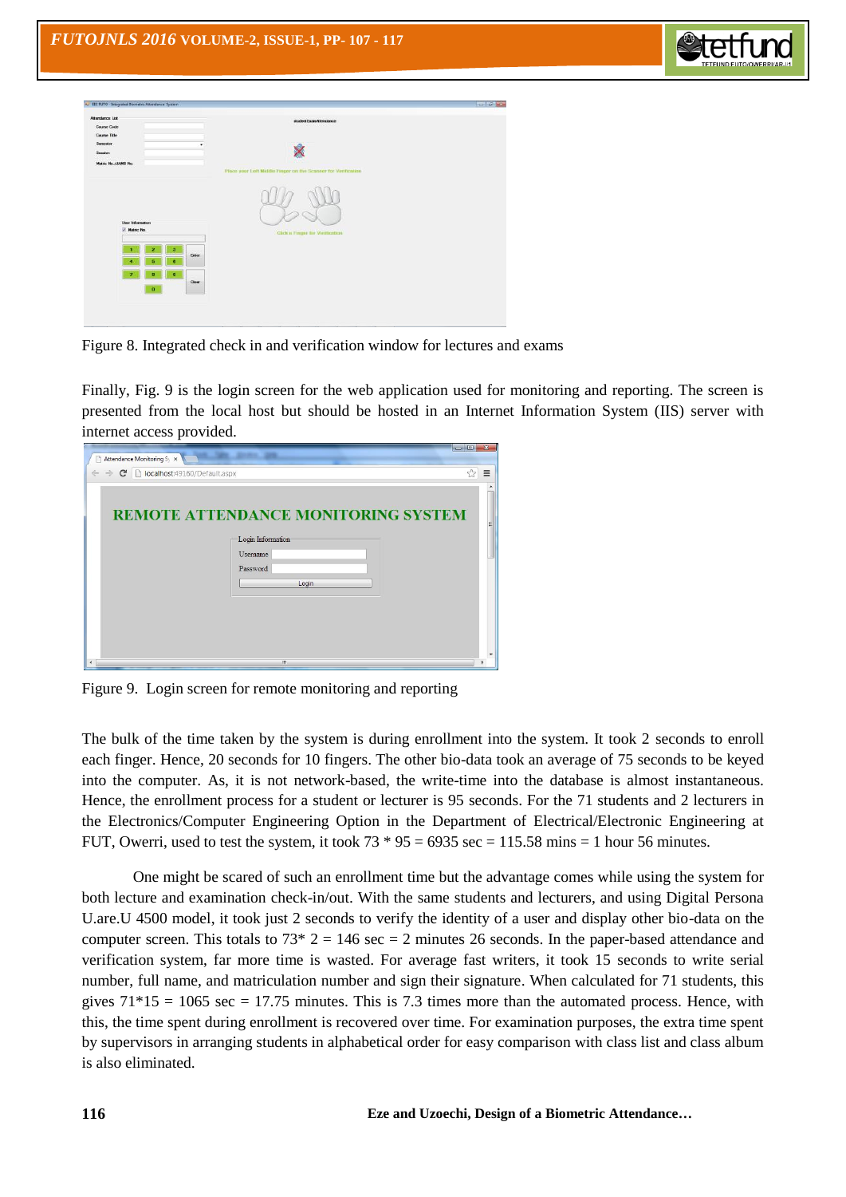Figure 8. Integrated check in and verification window for lectures and exams

Finally, Fig. 9 is the login screen for the web application used for monitoring and reporting. The screen is presented from the local host but should be hosted in an Internet Information System (IIS) server with internet access provided.

Figure 9. Login screen for remote monitoring and reporting

The bulk of the time taken by the system is during enrollment into the system. It took 2 seconds to enroll each finger. Hence, 20 seconds for 10 fingers. The other bio-data took an average of 75 seconds to be keyed into the computer. As, it is not network-based, the write-time into the database is almost instantaneous. Hence, the enrollment process for a student or lecturer is 95 seconds. For the 71 students and 2 lecturers in the Electronics/Computer Engineering Option in the Department of Electrical/Electronic Engineering at FUT, Owerri, used to test the system, it took 73 * 95 = 6935 sec = 115.58 mins = 1 hour 56 minutes.

One might be scared of such an enrollment time but the advantage comes while using the system for both lecture and examination check-in/out. With the same students and lecturers, and using Digital Persona U.are.U 4500 model, it took just 2 seconds to verify the identity of a user and display other bio-data on the computer screen. This totals to 73* 2 = 146 sec = 2 minutes 26 seconds. In the paper-based attendance and verification system, far more time is wasted. For average fast writers, it took 15 seconds to write serial number, full name, and matriculation number and sign their signature. When calculated for 71 students, this gives 71*15 = 1065 sec = 17.75 minutes. This is 7.3 times more than the automated process. Hence, with this, the time spent during enrollment is recovered over time. For examination purposes, the extra time spent by supervisors in arranging students in alphabetical order for easy comparison with class list and class album is also eliminated.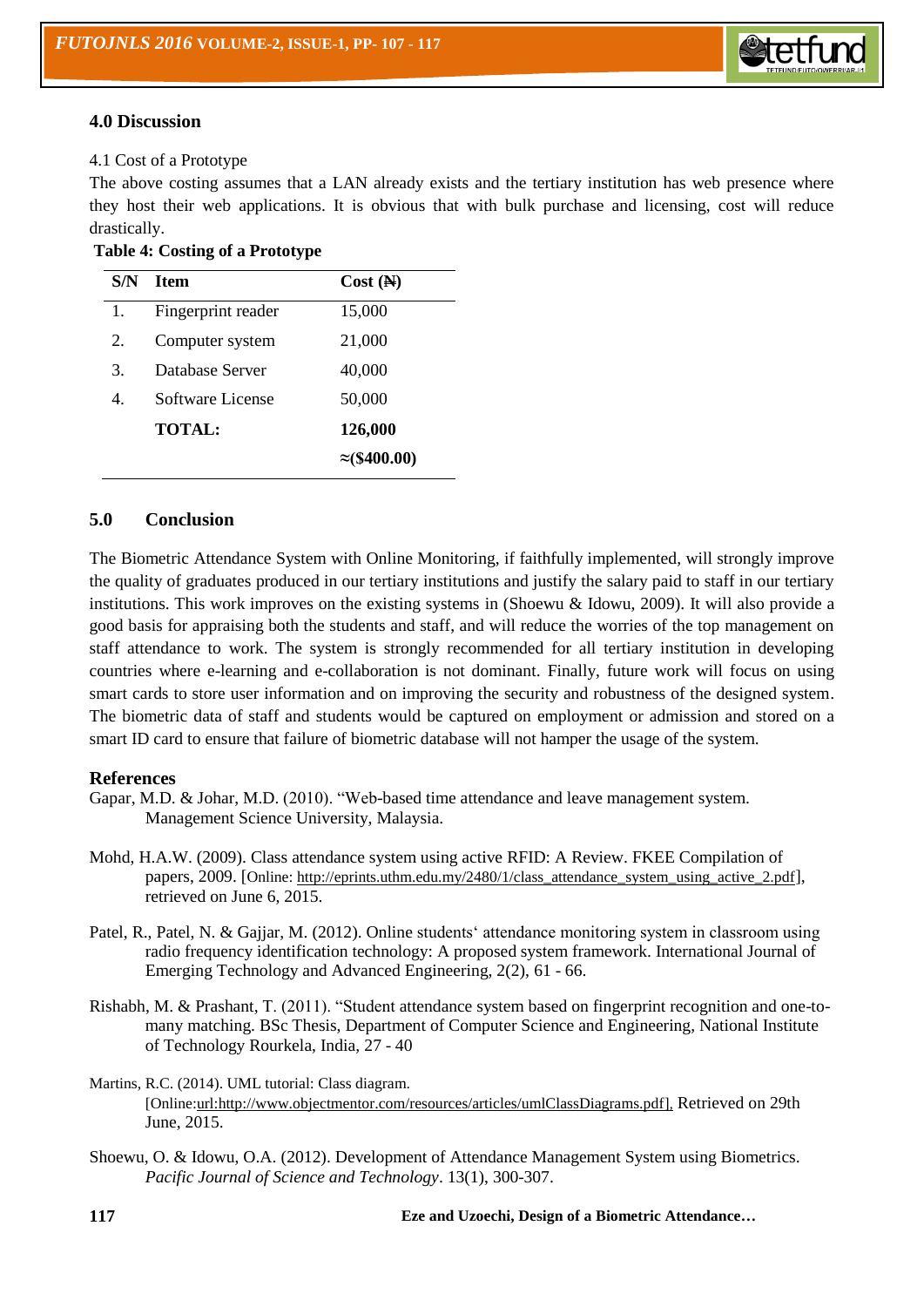## 4.0 Discussion

4.1 Cost of a Prototype

The above costing assumes that a LAN already exists and the tertiary institution has web presence where they host their web applications. It is obvious that with bulk purchase and licensing, cost will reduce drastically.

**Table 4: Costing of a Prototype**

| S/N | Item | Cost (₦) |
|---|---|---|
| 1. | Fingerprint reader | 15,000 |
| 2. | Computer system | 21,000 |
| 3. | Database Server | 40,000 |
| 4. | Software License | 50,000 |
| | **TOTAL:** | **126,000** |
| | | **≈($400.00)** |

## 5.0 Conclusion

The Biometric Attendance System with Online Monitoring, if faithfully implemented, will strongly improve the quality of graduates produced in our tertiary institutions and justify the salary paid to staff in our tertiary institutions. This work improves on the existing systems in (Shoewu & Idowu, 2009). It will also provide a good basis for appraising both the students and staff, and will reduce the worries of the top management on staff attendance to work. The system is strongly recommended for all tertiary institution in developing countries where e-learning and e-collaboration is not dominant. Finally, future work will focus on using smart cards to store user information and on improving the security and robustness of the designed system. The biometric data of staff and students would be captured on employment or admission and stored on a smart ID card to ensure that failure of biometric database will not hamper the usage of the system.

## References

Gapar, M.D. & Johar, M.D. (2010). "Web-based time attendance and leave management system. Management Science University, Malaysia.

Mohd, H.A.W. (2009). Class attendance system using active RFID: A Review. FKEE Compilation of papers, 2009. [Online: http://eprints.uthm.edu.my/2480/1/class_attendance_system_using_active_2.pdf], retrieved on June 6, 2015.

Patel, R., Patel, N. & Gajjar, M. (2012). Online students' attendance monitoring system in classroom using radio frequency identification technology: A proposed system framework. International Journal of Emerging Technology and Advanced Engineering, 2(2), 61 - 66.

Rishabh, M. & Prashant, T. (2011). "Student attendance system based on fingerprint recognition and one-to-many matching. BSc Thesis, Department of Computer Science and Engineering, National Institute of Technology Rourkela, India, 27 - 40

Martins, R.C. (2014). UML tutorial: Class diagram. [Online:url:http://www.objectmentor.com/resources/articles/umlClassDiagrams.pdf]. Retrieved on 29th June, 2015.

Shoewu, O. & Idowu, O.A. (2012). Development of Attendance Management System using Biometrics. *Pacific Journal of Science and Technology*. 13(1), 300-307.